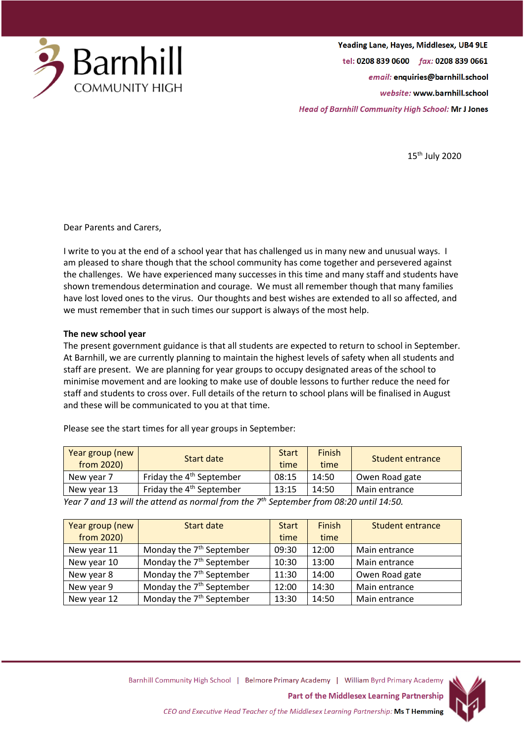Barnhill COMMUNITY HIGH

Yeading Lane, Hayes, Middlesex, UB4 9LE
*tel:* 0208 839 0600 *fax:* 0208 839 0661
*email:* enquiries@barnhill.school
*website:* www.barnhill.school
*Head of Barnhill Community High School:* **Mr J Jones**

15th July 2020

Dear Parents and Carers,

I write to you at the end of a school year that has challenged us in many new and unusual ways. I am pleased to share though that the school community has come together and persevered against the challenges. We have experienced many successes in this time and many staff and students have shown tremendous determination and courage. We must all remember though that many families have lost loved ones to the virus. Our thoughts and best wishes are extended to all so affected, and we must remember that in such times our support is always of the most help.

**The new school year**

The present government guidance is that all students are expected to return to school in September. At Barnhill, we are currently planning to maintain the highest levels of safety when all students and staff are present. We are planning for year groups to occupy designated areas of the school to minimise movement and are looking to make use of double lessons to further reduce the need for staff and students to cross over. Full details of the return to school plans will be finalised in August and these will be communicated to you at that time.

Please see the start times for all year groups in September:

| Year group (new from 2020) | Start date | Start time | Finish time | Student entrance |
|---|---|---|---|---|
| New year 7 | Friday the 4th September | 08:15 | 14:50 | Owen Road gate |
| New year 13 | Friday the 4th September | 13:15 | 14:50 | Main entrance |

*Year 7 and 13 will the attend as normal from the 7th September from 08:20 until 14:50.*

| Year group (new from 2020) | Start date | Start time | Finish time | Student entrance |
|---|---|---|---|---|
| New year 11 | Monday the 7th September | 09:30 | 12:00 | Main entrance |
| New year 10 | Monday the 7th September | 10:30 | 13:00 | Main entrance |
| New year 8 | Monday the 7th September | 11:30 | 14:00 | Owen Road gate |
| New year 9 | Monday the 7th September | 12:00 | 14:30 | Main entrance |
| New year 12 | Monday the 7th September | 13:30 | 14:50 | Main entrance |

Barnhill Community High School | Belmore Primary Academy | William Byrd Primary Academy

**Part of the Middlesex Learning Partnership**

*CEO and Executive Head Teacher of the Middlesex Learning Partnership:* **Ms T Hemming**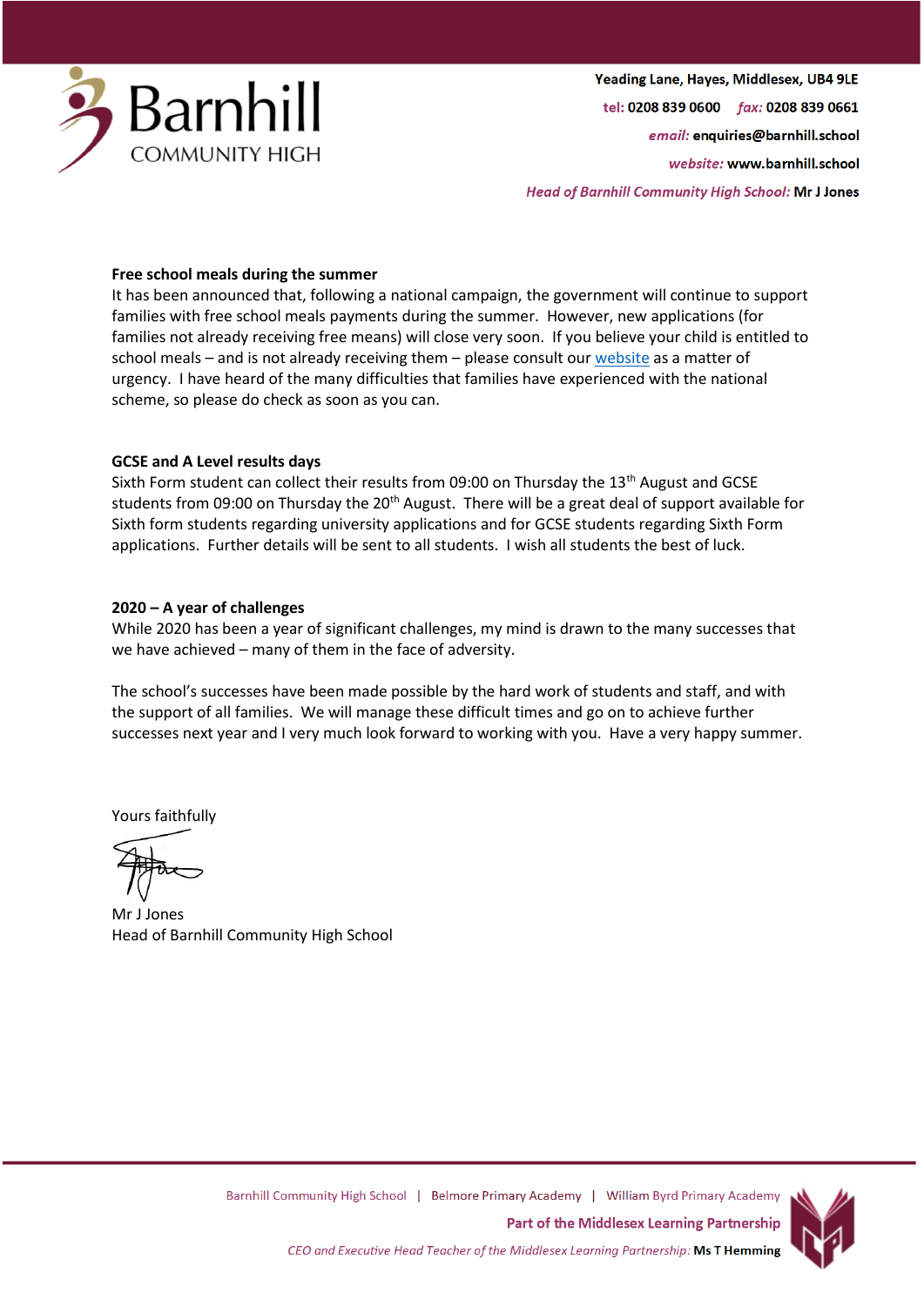Yeading Lane, Hayes, Middlesex, UB4 9LE
tel: 0208 839 0600 fax: 0208 839 0661
email: enquiries@barnhill.school
website: www.barnhill.school
Head of Barnhill Community High School: Mr J Jones

**Free school meals during the summer**

It has been announced that, following a national campaign, the government will continue to support families with free school meals payments during the summer. However, new applications (for families not already receiving free means) will close very soon. If you believe your child is entitled to school meals – and is not already receiving them – please consult our website as a matter of urgency. I have heard of the many difficulties that families have experienced with the national scheme, so please do check as soon as you can.

**GCSE and A Level results days**

Sixth Form student can collect their results from 09:00 on Thursday the 13th August and GCSE students from 09:00 on Thursday the 20th August. There will be a great deal of support available for Sixth form students regarding university applications and for GCSE students regarding Sixth Form applications. Further details will be sent to all students. I wish all students the best of luck.

**2020 – A year of challenges**

While 2020 has been a year of significant challenges, my mind is drawn to the many successes that we have achieved – many of them in the face of adversity.

The school's successes have been made possible by the hard work of students and staff, and with the support of all families. We will manage these difficult times and go on to achieve further successes next year and I very much look forward to working with you. Have a very happy summer.

Yours faithfully

Mr J Jones
Head of Barnhill Community High School

Barnhill Community High School | Belmore Primary Academy | William Byrd Primary Academy
Part of the Middlesex Learning Partnership
*CEO and Executive Head Teacher of the Middlesex Learning Partnership:* **Ms T Hemming**